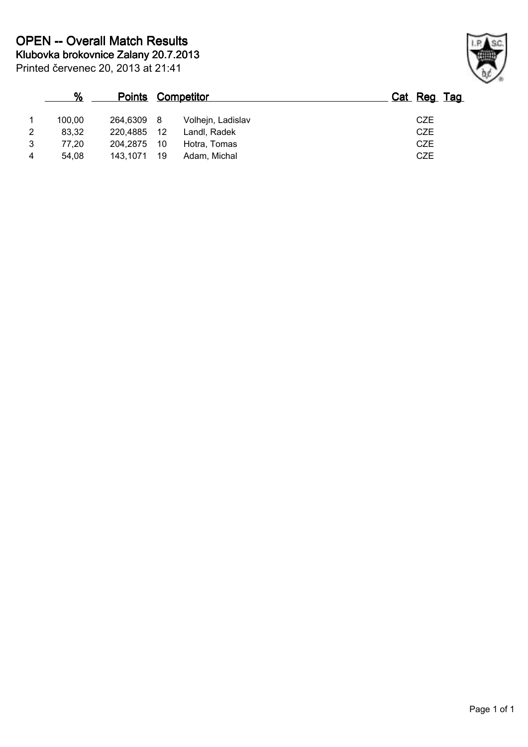# OPEN -- Overall Match Results

## Klubovka brokovnice Zalany 20.7.2013

Printed červenec 20, 2013 at 21:41

| | % | Points | Competitor | | Cat | Reg | Tag |
|---|---|---|---|---|---|---|---|
| 1 | 100,00 | 264,6309 | 8 | Volhejn, Ladislav | | CZE | |
| 2 | 83,32 | 220,4885 | 12 | Landl, Radek | | CZE | |
| 3 | 77,20 | 204,2875 | 10 | Hotra, Tomas | | CZE | |
| 4 | 54,08 | 143,1071 | 19 | Adam, Michal | | CZE | |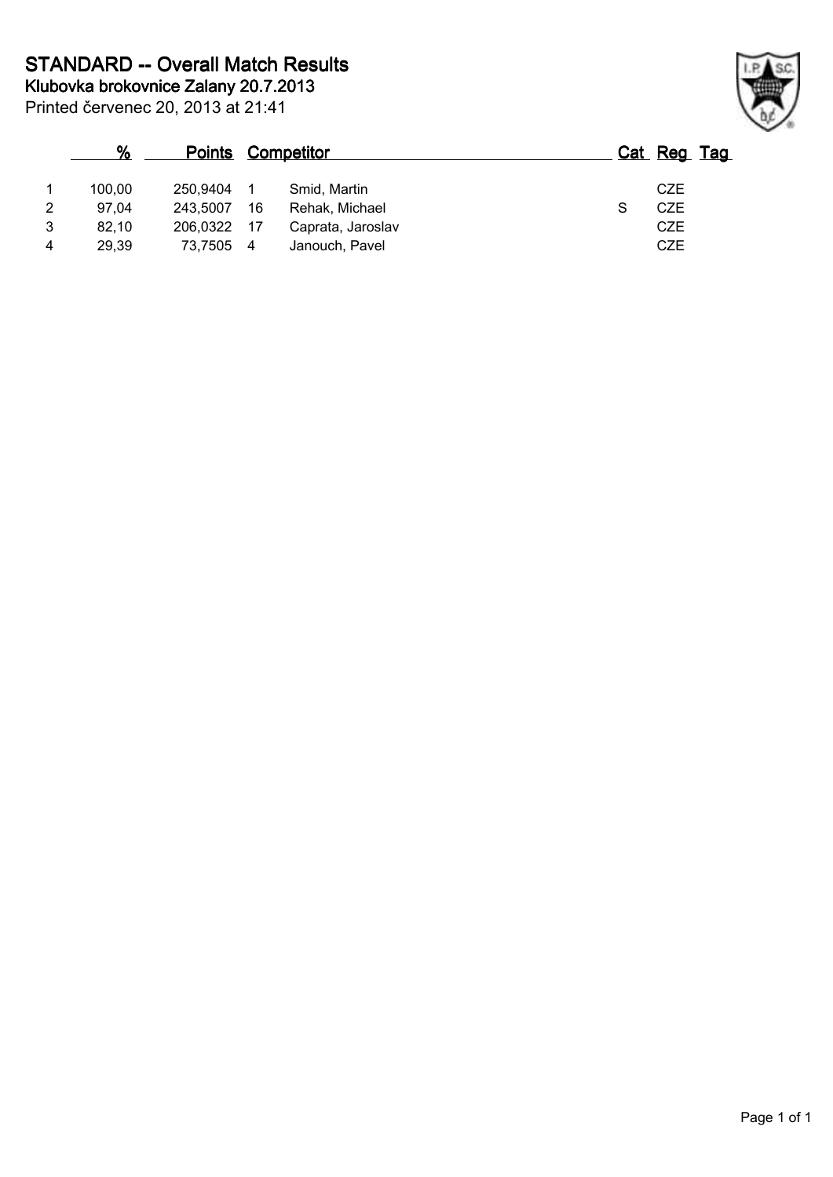# STANDARD -- Overall Match Results

**Klubovka brokovnice Zalany 20.7.2013**

Printed červenec 20, 2013 at 21:41

| | % | Points | | Competitor | Cat | Reg | Tag |
|---|---|---|---|---|---|---|---|
| 1 | 100,00 | 250,9404 | 1 | Smid, Martin | | CZE | |
| 2 | 97,04 | 243,5007 | 16 | Rehak, Michael | S | CZE | |
| 3 | 82,10 | 206,0322 | 17 | Caprata, Jaroslav | | CZE | |
| 4 | 29,39 | 73,7505 | 4 | Janouch, Pavel | | CZE | |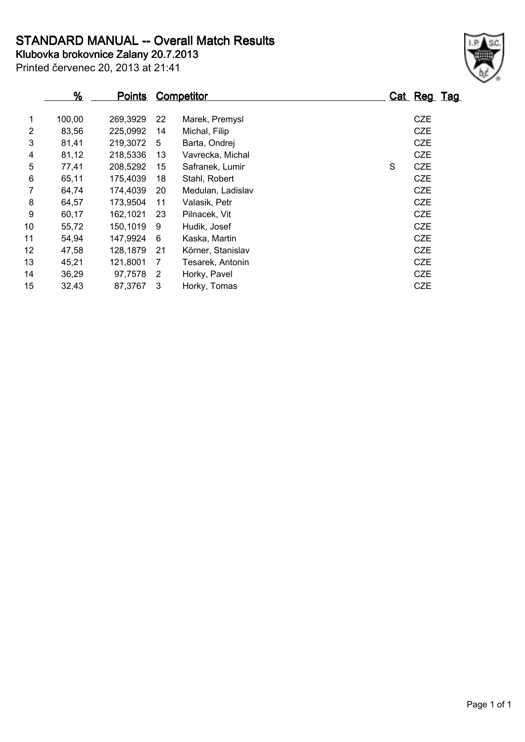# STANDARD MANUAL -- Overall Match Results

**Klubovka brokovnice Zalany 20.7.2013**

Printed červenec 20, 2013 at 21:41

| | % | Points | Competitor | | Cat | Reg | Tag |
|---|---|---|---|---|---|---|---|
| 1 | 100,00 | 269,3929 | 22 | Marek, Premysl | | CZE | |
| 2 | 83,56 | 225,0992 | 14 | Michal, Filip | | CZE | |
| 3 | 81,41 | 219,3072 | 5 | Barta, Ondrej | | CZE | |
| 4 | 81,12 | 218,5336 | 13 | Vavrecka, Michal | | CZE | |
| 5 | 77,41 | 208,5292 | 15 | Safranek, Lumir | S | CZE | |
| 6 | 65,11 | 175,4039 | 18 | Stahl, Robert | | CZE | |
| 7 | 64,74 | 174,4039 | 20 | Medulan, Ladislav | | CZE | |
| 8 | 64,57 | 173,9504 | 11 | Valasik, Petr | | CZE | |
| 9 | 60,17 | 162,1021 | 23 | Pilnacek, Vit | | CZE | |
| 10 | 55,72 | 150,1019 | 9 | Hudik, Josef | | CZE | |
| 11 | 54,94 | 147,9924 | 6 | Kaska, Martin | | CZE | |
| 12 | 47,58 | 128,1879 | 21 | Körner, Stanislav | | CZE | |
| 13 | 45,21 | 121,8001 | 7 | Tesarek, Antonin | | CZE | |
| 14 | 36,29 | 97,7578 | 2 | Horky, Pavel | | CZE | |
| 15 | 32,43 | 87,3767 | 3 | Horky, Tomas | | CZE | |